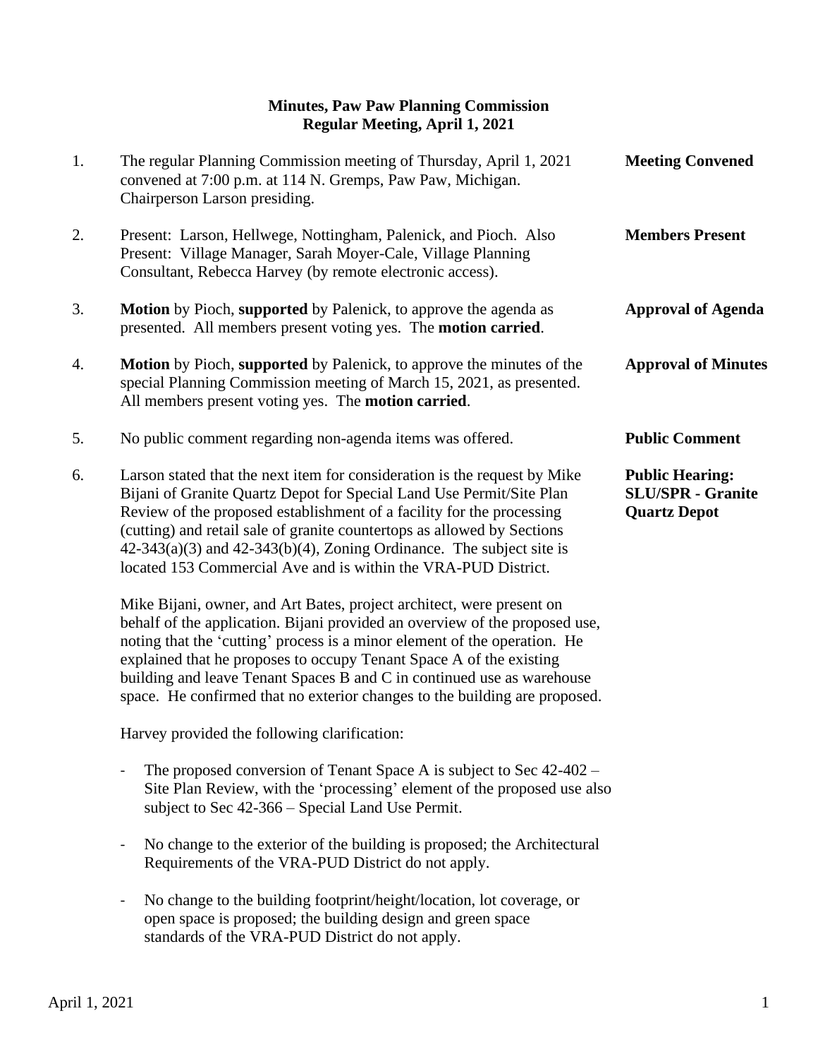# Minutes, Paw Paw Planning Commission
## Regular Meeting, April 1, 2021

1. The regular Planning Commission meeting of Thursday, April 1, 2021 convened at 7:00 p.m. at 114 N. Gremps, Paw Paw, Michigan. Chairperson Larson presiding. **Meeting Convened**

2. Present: Larson, Hellwege, Nottingham, Palenick, and Pioch. Also Present: Village Manager, Sarah Moyer-Cale, Village Planning Consultant, Rebecca Harvey (by remote electronic access). **Members Present**

3. **Motion** by Pioch, **supported** by Palenick, to approve the agenda as presented. All members present voting yes. The **motion carried**. **Approval of Agenda**

4. **Motion** by Pioch, **supported** by Palenick, to approve the minutes of the special Planning Commission meeting of March 15, 2021, as presented. All members present voting yes. The **motion carried**. **Approval of Minutes**

5. No public comment regarding non-agenda items was offered. **Public Comment**

6. Larson stated that the next item for consideration is the request by Mike Bijani of Granite Quartz Depot for Special Land Use Permit/Site Plan Review of the proposed establishment of a facility for the processing (cutting) and retail sale of granite countertops as allowed by Sections 42-343(a)(3) and 42-343(b)(4), Zoning Ordinance. The subject site is located 153 Commercial Ave and is within the VRA-PUD District. **Public Hearing: SLU/SPR - Granite Quartz Depot**

   Mike Bijani, owner, and Art Bates, project architect, were present on behalf of the application. Bijani provided an overview of the proposed use, noting that the 'cutting' process is a minor element of the operation. He explained that he proposes to occupy Tenant Space A of the existing building and leave Tenant Spaces B and C in continued use as warehouse space. He confirmed that no exterior changes to the building are proposed.

   Harvey provided the following clarification:

   - The proposed conversion of Tenant Space A is subject to Sec 42-402 – Site Plan Review, with the 'processing' element of the proposed use also subject to Sec 42-366 – Special Land Use Permit.

   - No change to the exterior of the building is proposed; the Architectural Requirements of the VRA-PUD District do not apply.

   - No change to the building footprint/height/location, lot coverage, or open space is proposed; the building design and green space standards of the VRA-PUD District do not apply.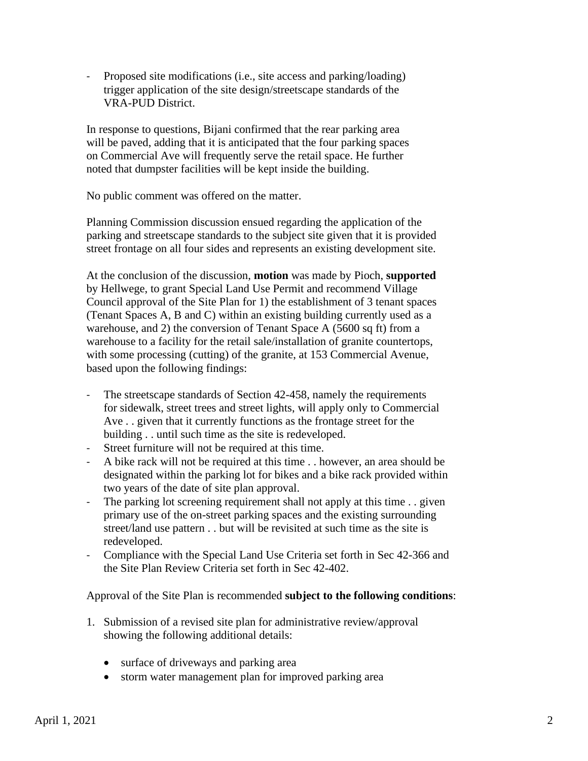- Proposed site modifications (i.e., site access and parking/loading) trigger application of the site design/streetscape standards of the VRA-PUD District.

In response to questions, Bijani confirmed that the rear parking area will be paved, adding that it is anticipated that the four parking spaces on Commercial Ave will frequently serve the retail space. He further noted that dumpster facilities will be kept inside the building.

No public comment was offered on the matter.

Planning Commission discussion ensued regarding the application of the parking and streetscape standards to the subject site given that it is provided street frontage on all four sides and represents an existing development site.

At the conclusion of the discussion, **motion** was made by Pioch, **supported** by Hellwege, to grant Special Land Use Permit and recommend Village Council approval of the Site Plan for 1) the establishment of 3 tenant spaces (Tenant Spaces A, B and C) within an existing building currently used as a warehouse, and 2) the conversion of Tenant Space A (5600 sq ft) from a warehouse to a facility for the retail sale/installation of granite countertops, with some processing (cutting) of the granite, at 153 Commercial Avenue, based upon the following findings:

- The streetscape standards of Section 42-458, namely the requirements for sidewalk, street trees and street lights, will apply only to Commercial Ave . . given that it currently functions as the frontage street for the building . . until such time as the site is redeveloped.
- Street furniture will not be required at this time.
- A bike rack will not be required at this time . . however, an area should be designated within the parking lot for bikes and a bike rack provided within two years of the date of site plan approval.
- The parking lot screening requirement shall not apply at this time . . given primary use of the on-street parking spaces and the existing surrounding street/land use pattern . . but will be revisited at such time as the site is redeveloped.
- Compliance with the Special Land Use Criteria set forth in Sec 42-366 and the Site Plan Review Criteria set forth in Sec 42-402.

Approval of the Site Plan is recommended **subject to the following conditions**:

1. Submission of a revised site plan for administrative review/approval showing the following additional details:
    - surface of driveways and parking area
    - storm water management plan for improved parking area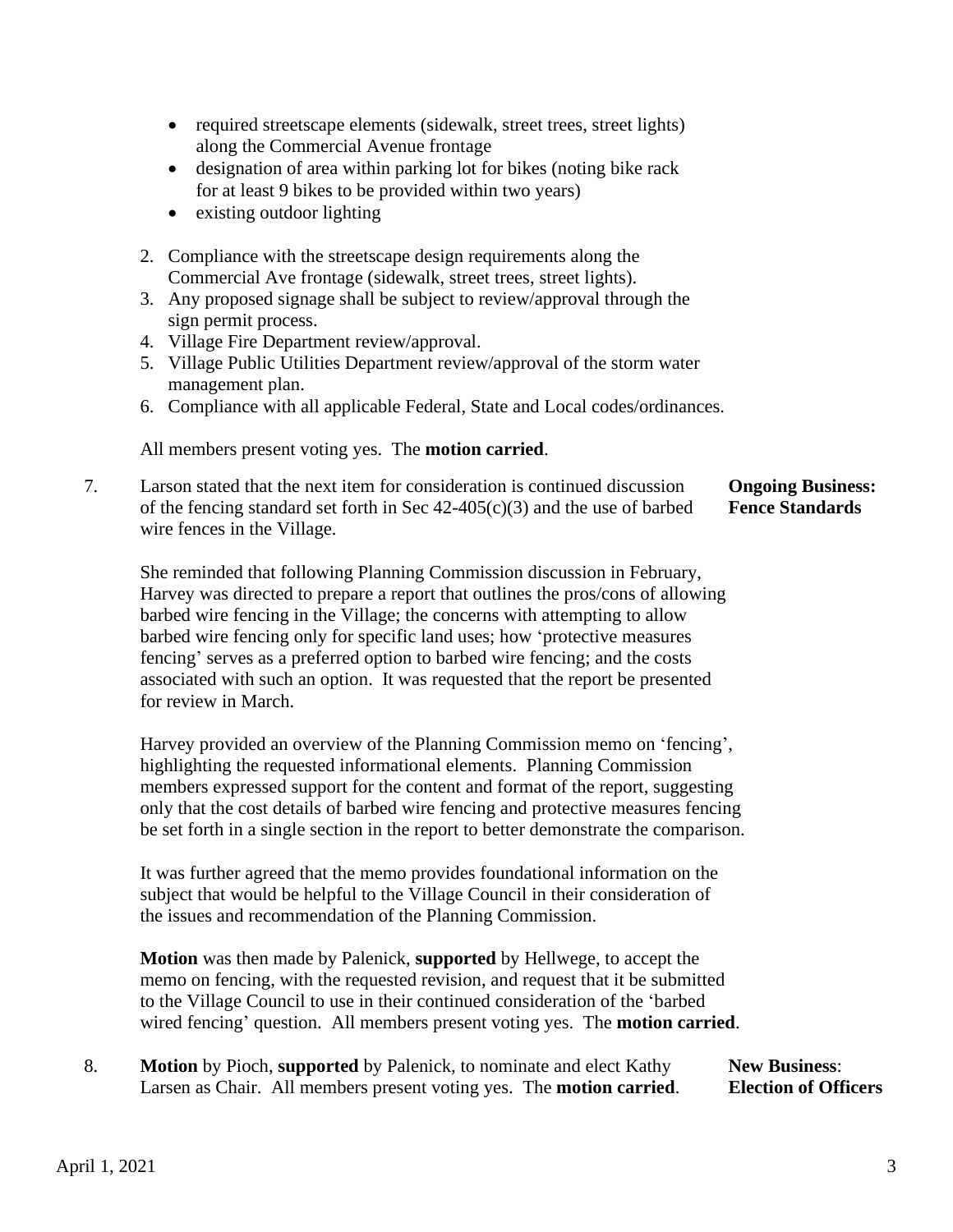- required streetscape elements (sidewalk, street trees, street lights) along the Commercial Avenue frontage
- designation of area within parking lot for bikes (noting bike rack for at least 9 bikes to be provided within two years)
- existing outdoor lighting

2. Compliance with the streetscape design requirements along the Commercial Ave frontage (sidewalk, street trees, street lights).
3. Any proposed signage shall be subject to review/approval through the sign permit process.
4. Village Fire Department review/approval.
5. Village Public Utilities Department review/approval of the storm water management plan.
6. Compliance with all applicable Federal, State and Local codes/ordinances.

All members present voting yes. The **motion carried**.

**Ongoing Business: Fence Standards**

7. Larson stated that the next item for consideration is continued discussion of the fencing standard set forth in Sec 42-405(c)(3) and the use of barbed wire fences in the Village.

She reminded that following Planning Commission discussion in February, Harvey was directed to prepare a report that outlines the pros/cons of allowing barbed wire fencing in the Village; the concerns with attempting to allow barbed wire fencing only for specific land uses; how 'protective measures fencing' serves as a preferred option to barbed wire fencing; and the costs associated with such an option. It was requested that the report be presented for review in March.

Harvey provided an overview of the Planning Commission memo on 'fencing', highlighting the requested informational elements. Planning Commission members expressed support for the content and format of the report, suggesting only that the cost details of barbed wire fencing and protective measures fencing be set forth in a single section in the report to better demonstrate the comparison.

It was further agreed that the memo provides foundational information on the subject that would be helpful to the Village Council in their consideration of the issues and recommendation of the Planning Commission.

**Motion** was then made by Palenick, **supported** by Hellwege, to accept the memo on fencing, with the requested revision, and request that it be submitted to the Village Council to use in their continued consideration of the 'barbed wired fencing' question. All members present voting yes. The **motion carried**.

**New Business**: **Election of Officers**

8. **Motion** by Pioch, **supported** by Palenick, to nominate and elect Kathy Larsen as Chair. All members present voting yes. The **motion carried**.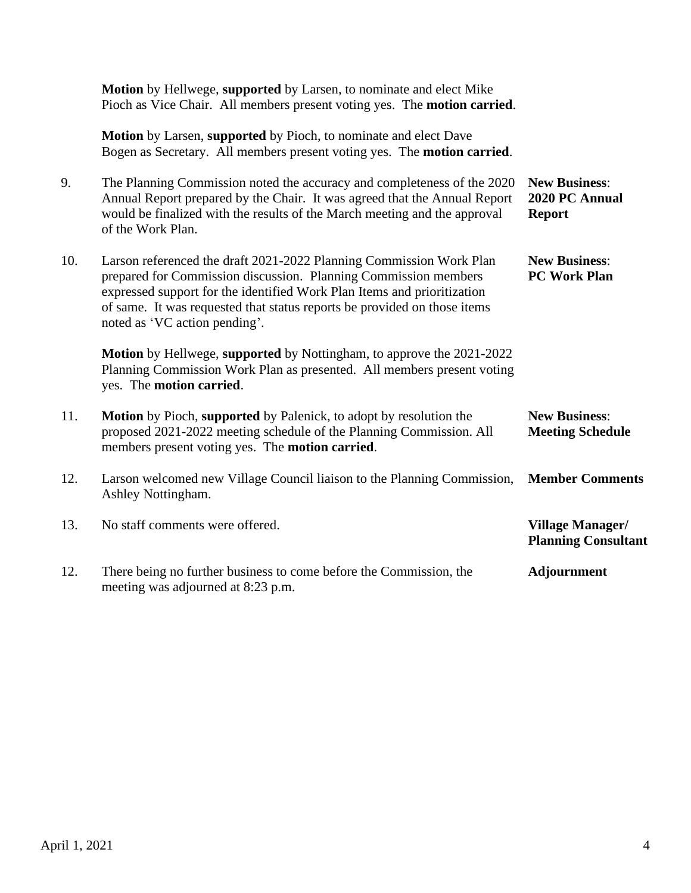**Motion** by Hellwege, **supported** by Larsen, to nominate and elect Mike Pioch as Vice Chair. All members present voting yes. The **motion carried**.

**Motion** by Larsen, **supported** by Pioch, to nominate and elect Dave Bogen as Secretary. All members present voting yes. The **motion carried**.

9. The Planning Commission noted the accuracy and completeness of the 2020 Annual Report prepared by the Chair. It was agreed that the Annual Report would be finalized with the results of the March meeting and the approval of the Work Plan. — **New Business**: **2020 PC Annual Report**

10. Larson referenced the draft 2021-2022 Planning Commission Work Plan prepared for Commission discussion. Planning Commission members expressed support for the identified Work Plan Items and prioritization of same. It was requested that status reports be provided on those items noted as 'VC action pending'. — **New Business**: **PC Work Plan**

    **Motion** by Hellwege, **supported** by Nottingham, to approve the 2021-2022 Planning Commission Work Plan as presented. All members present voting yes. The **motion carried**.

11. **Motion** by Pioch, **supported** by Palenick, to adopt by resolution the proposed 2021-2022 meeting schedule of the Planning Commission. All members present voting yes. The **motion carried**. — **New Business**: **Meeting Schedule**

12. Larson welcomed new Village Council liaison to the Planning Commission, Ashley Nottingham. — **Member Comments**

13. No staff comments were offered. — **Village Manager/ Planning Consultant**

12. There being no further business to come before the Commission, the meeting was adjourned at 8:23 p.m. — **Adjournment**

April 1, 2021